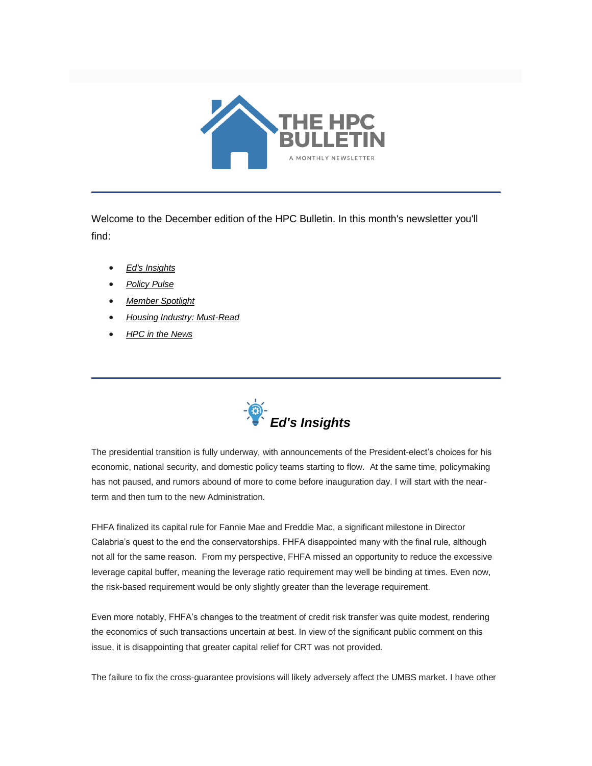# THE HPC BULLETIN

A MONTHLY NEWSLETTER

---

Welcome to the December edition of the HPC Bulletin. In this month's newsletter you'll find:

- *Ed's Insights*
- *Policy Pulse*
- *Member Spotlight*
- *Housing Industry: Must-Read*
- *HPC in the News*

---

## ***Ed's Insights***

The presidential transition is fully underway, with announcements of the President-elect's choices for his economic, national security, and domestic policy teams starting to flow. At the same time, policymaking has not paused, and rumors abound of more to come before inauguration day. I will start with the near-term and then turn to the new Administration.

FHFA finalized its capital rule for Fannie Mae and Freddie Mac, a significant milestone in Director Calabria's quest to the end the conservatorships. FHFA disappointed many with the final rule, although not all for the same reason. From my perspective, FHFA missed an opportunity to reduce the excessive leverage capital buffer, meaning the leverage ratio requirement may well be binding at times. Even now, the risk-based requirement would be only slightly greater than the leverage requirement.

Even more notably, FHFA's changes to the treatment of credit risk transfer was quite modest, rendering the economics of such transactions uncertain at best. In view of the significant public comment on this issue, it is disappointing that greater capital relief for CRT was not provided.

The failure to fix the cross-guarantee provisions will likely adversely affect the UMBS market. I have other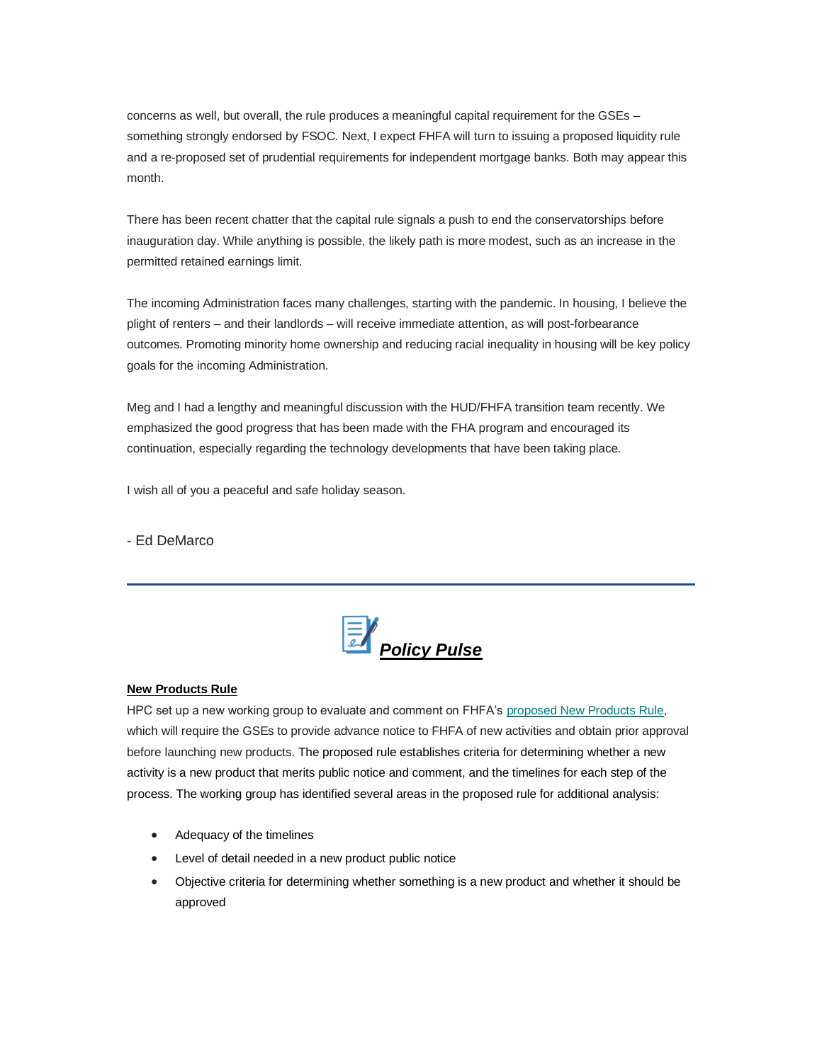concerns as well, but overall, the rule produces a meaningful capital requirement for the GSEs – something strongly endorsed by FSOC. Next, I expect FHFA will turn to issuing a proposed liquidity rule and a re-proposed set of prudential requirements for independent mortgage banks. Both may appear this month.

There has been recent chatter that the capital rule signals a push to end the conservatorships before inauguration day. While anything is possible, the likely path is more modest, such as an increase in the permitted retained earnings limit.

The incoming Administration faces many challenges, starting with the pandemic. In housing, I believe the plight of renters – and their landlords – will receive immediate attention, as will post-forbearance outcomes. Promoting minority home ownership and reducing racial inequality in housing will be key policy goals for the incoming Administration.

Meg and I had a lengthy and meaningful discussion with the HUD/FHFA transition team recently. We emphasized the good progress that has been made with the FHA program and encouraged its continuation, especially regarding the technology developments that have been taking place.

I wish all of you a peaceful and safe holiday season.

- Ed DeMarco

---

## ***Policy Pulse***

**New Products Rule**

HPC set up a new working group to evaluate and comment on FHFA's proposed New Products Rule, which will require the GSEs to provide advance notice to FHFA of new activities and obtain prior approval before launching new products. The proposed rule establishes criteria for determining whether a new activity is a new product that merits public notice and comment, and the timelines for each step of the process. The working group has identified several areas in the proposed rule for additional analysis:

- Adequacy of the timelines
- Level of detail needed in a new product public notice
- Objective criteria for determining whether something is a new product and whether it should be approved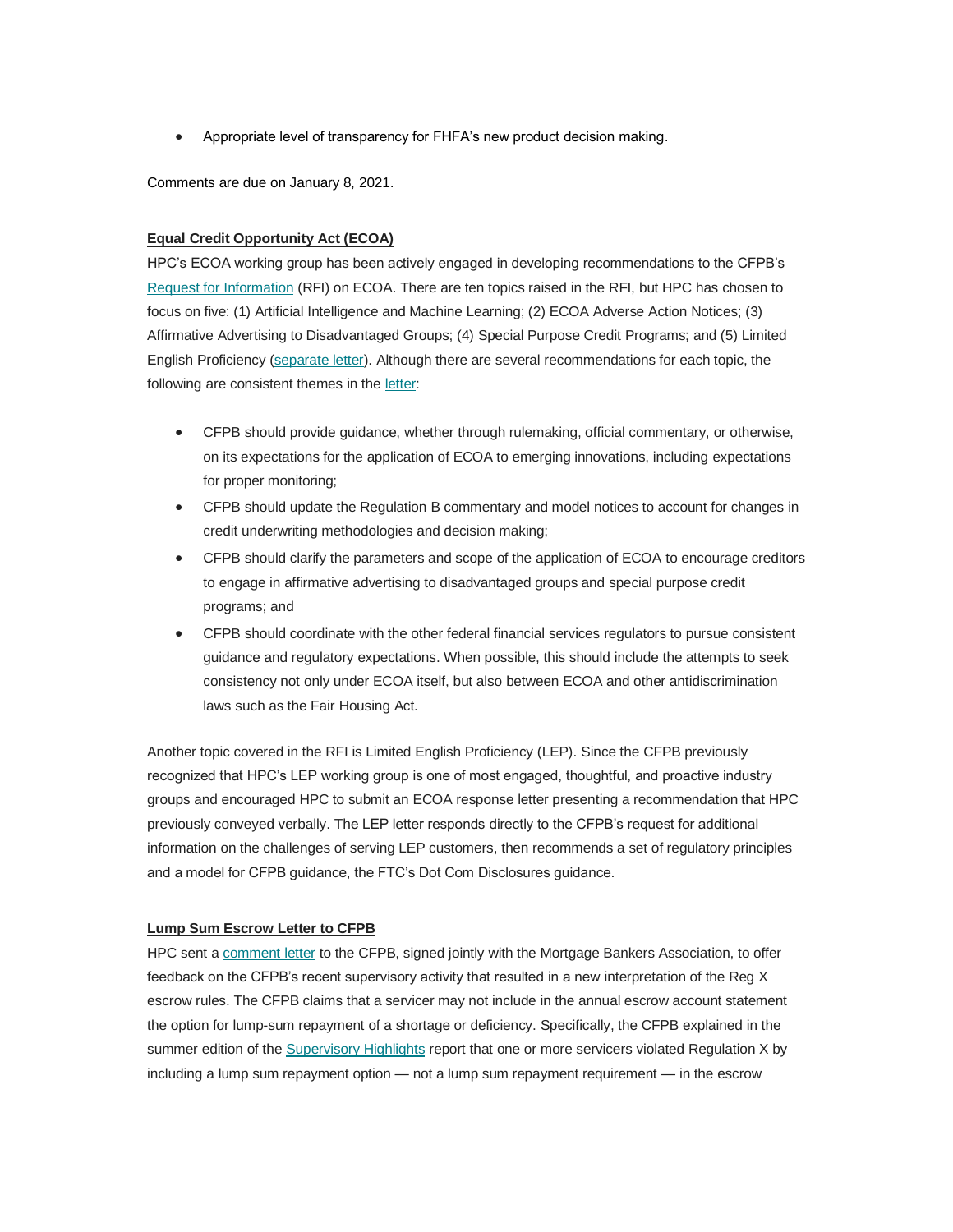- Appropriate level of transparency for FHFA's new product decision making.

Comments are due on January 8, 2021.

**Equal Credit Opportunity Act (ECOA)**

HPC's ECOA working group has been actively engaged in developing recommendations to the CFPB's Request for Information (RFI) on ECOA. There are ten topics raised in the RFI, but HPC has chosen to focus on five: (1) Artificial Intelligence and Machine Learning; (2) ECOA Adverse Action Notices; (3) Affirmative Advertising to Disadvantaged Groups; (4) Special Purpose Credit Programs; and (5) Limited English Proficiency (separate letter). Although there are several recommendations for each topic, the following are consistent themes in the letter:

- CFPB should provide guidance, whether through rulemaking, official commentary, or otherwise, on its expectations for the application of ECOA to emerging innovations, including expectations for proper monitoring;
- CFPB should update the Regulation B commentary and model notices to account for changes in credit underwriting methodologies and decision making;
- CFPB should clarify the parameters and scope of the application of ECOA to encourage creditors to engage in affirmative advertising to disadvantaged groups and special purpose credit programs; and
- CFPB should coordinate with the other federal financial services regulators to pursue consistent guidance and regulatory expectations. When possible, this should include the attempts to seek consistency not only under ECOA itself, but also between ECOA and other antidiscrimination laws such as the Fair Housing Act.

Another topic covered in the RFI is Limited English Proficiency (LEP). Since the CFPB previously recognized that HPC's LEP working group is one of most engaged, thoughtful, and proactive industry groups and encouraged HPC to submit an ECOA response letter presenting a recommendation that HPC previously conveyed verbally. The LEP letter responds directly to the CFPB's request for additional information on the challenges of serving LEP customers, then recommends a set of regulatory principles and a model for CFPB guidance, the FTC's Dot Com Disclosures guidance.

**Lump Sum Escrow Letter to CFPB**

HPC sent a comment letter to the CFPB, signed jointly with the Mortgage Bankers Association, to offer feedback on the CFPB's recent supervisory activity that resulted in a new interpretation of the Reg X escrow rules. The CFPB claims that a servicer may not include in the annual escrow account statement the option for lump-sum repayment of a shortage or deficiency. Specifically, the CFPB explained in the summer edition of the Supervisory Highlights report that one or more servicers violated Regulation X by including a lump sum repayment option — not a lump sum repayment requirement — in the escrow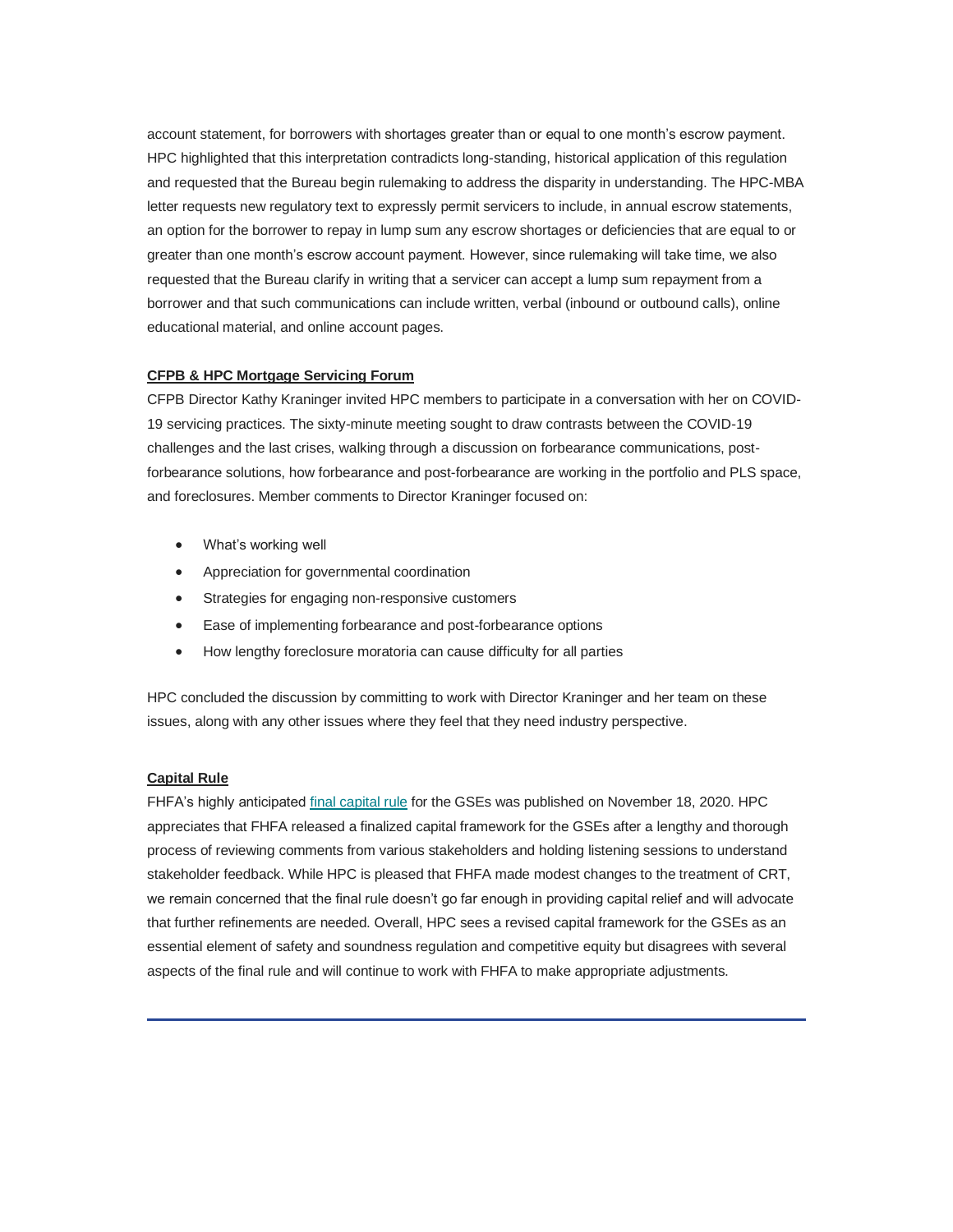account statement, for borrowers with shortages greater than or equal to one month's escrow payment. HPC highlighted that this interpretation contradicts long-standing, historical application of this regulation and requested that the Bureau begin rulemaking to address the disparity in understanding. The HPC-MBA letter requests new regulatory text to expressly permit servicers to include, in annual escrow statements, an option for the borrower to repay in lump sum any escrow shortages or deficiencies that are equal to or greater than one month's escrow account payment. However, since rulemaking will take time, we also requested that the Bureau clarify in writing that a servicer can accept a lump sum repayment from a borrower and that such communications can include written, verbal (inbound or outbound calls), online educational material, and online account pages.

**CFPB & HPC Mortgage Servicing Forum**

CFPB Director Kathy Kraninger invited HPC members to participate in a conversation with her on COVID-19 servicing practices. The sixty-minute meeting sought to draw contrasts between the COVID-19 challenges and the last crises, walking through a discussion on forbearance communications, post-forbearance solutions, how forbearance and post-forbearance are working in the portfolio and PLS space, and foreclosures. Member comments to Director Kraninger focused on:

- What's working well
- Appreciation for governmental coordination
- Strategies for engaging non-responsive customers
- Ease of implementing forbearance and post-forbearance options
- How lengthy foreclosure moratoria can cause difficulty for all parties

HPC concluded the discussion by committing to work with Director Kraninger and her team on these issues, along with any other issues where they feel that they need industry perspective.

**Capital Rule**

FHFA's highly anticipated final capital rule for the GSEs was published on November 18, 2020. HPC appreciates that FHFA released a finalized capital framework for the GSEs after a lengthy and thorough process of reviewing comments from various stakeholders and holding listening sessions to understand stakeholder feedback. While HPC is pleased that FHFA made modest changes to the treatment of CRT, we remain concerned that the final rule doesn't go far enough in providing capital relief and will advocate that further refinements are needed. Overall, HPC sees a revised capital framework for the GSEs as an essential element of safety and soundness regulation and competitive equity but disagrees with several aspects of the final rule and will continue to work with FHFA to make appropriate adjustments.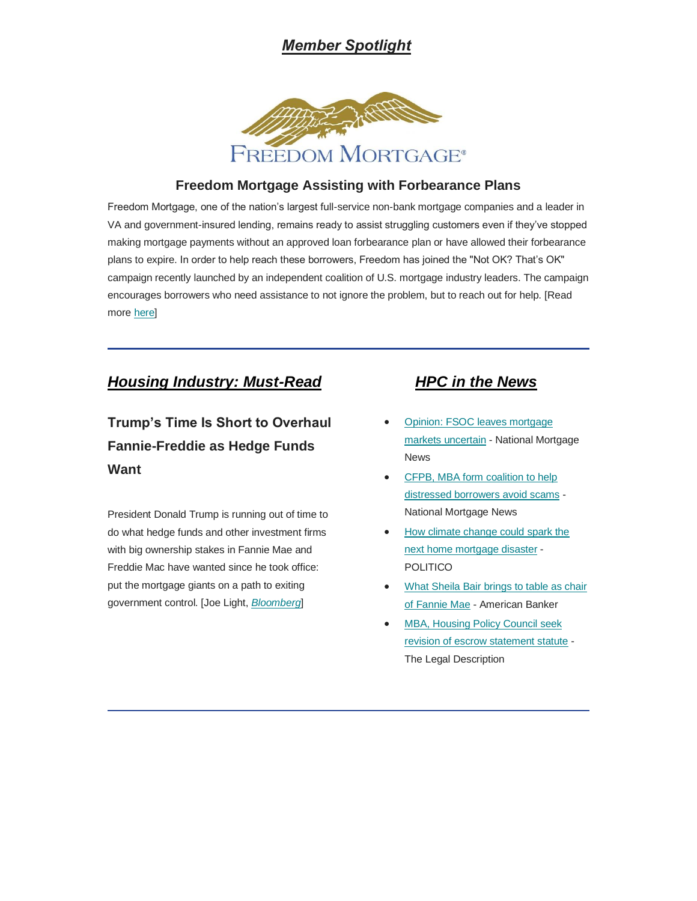## *Member Spotlight*

FREEDOM MORTGAGE®

### Freedom Mortgage Assisting with Forbearance Plans

Freedom Mortgage, one of the nation's largest full-service non-bank mortgage companies and a leader in VA and government-insured lending, remains ready to assist struggling customers even if they've stopped making mortgage payments without an approved loan forbearance plan or have allowed their forbearance plans to expire. In order to help reach these borrowers, Freedom has joined the "Not OK? That's OK" campaign recently launched by an independent coalition of U.S. mortgage industry leaders. The campaign encourages borrowers who need assistance to not ignore the problem, but to reach out for help. [Read more here]

---

## *Housing Industry: Must-Read*

### Trump's Time Is Short to Overhaul Fannie-Freddie as Hedge Funds Want

President Donald Trump is running out of time to do what hedge funds and other investment firms with big ownership stakes in Fannie Mae and Freddie Mac have wanted since he took office: put the mortgage giants on a path to exiting government control. [Joe Light, *Bloomberg*]

## *HPC in the News*

- Opinion: FSOC leaves mortgage markets uncertain - National Mortgage News
- CFPB, MBA form coalition to help distressed borrowers avoid scams - National Mortgage News
- How climate change could spark the next home mortgage disaster - POLITICO
- What Sheila Bair brings to table as chair of Fannie Mae - American Banker
- MBA, Housing Policy Council seek revision of escrow statement statute - The Legal Description

---